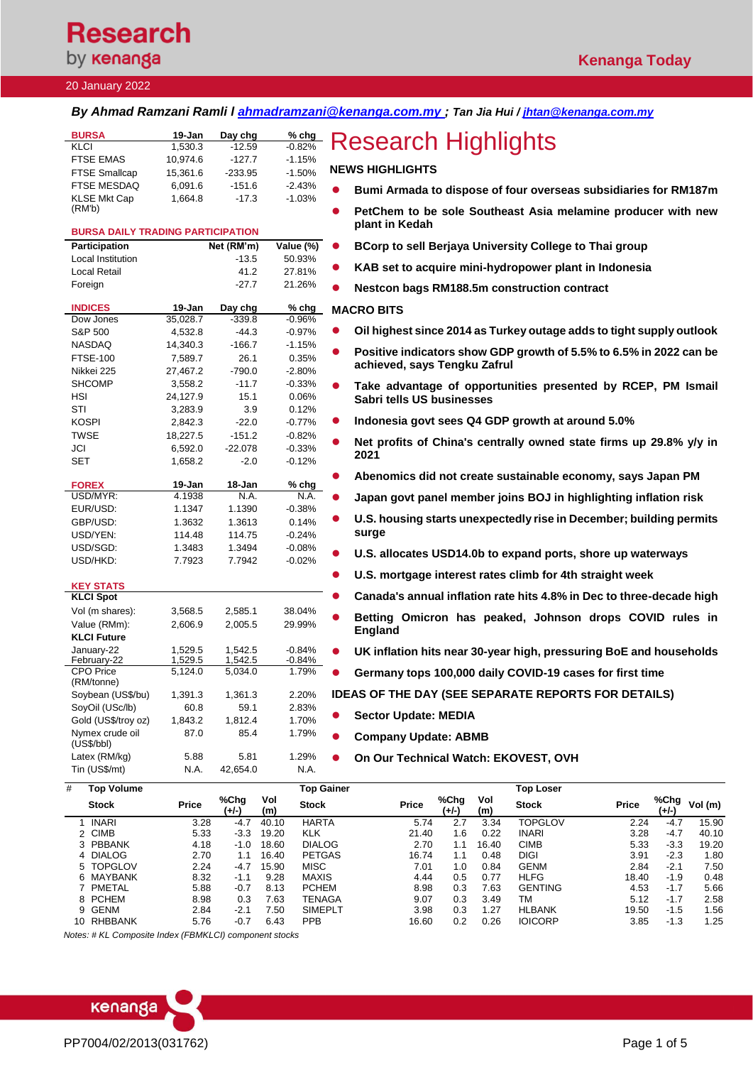# Research by kenanga

**Kenanga Today**

20 January 2022

***By Ahmad Ramzani Ramli / [ahmadramzani@kenanga.com.my](mailto:ahmadramzani@kenanga.com.my) ; Tan Jia Hui / [jhtan@kenanga.com.my](mailto:jhtan@kenanga.com.my)***

| BURSA | 19-Jan | Day chg | % chg |
|---|---|---|---|
| KLCI | 1,530.3 | -12.59 | -0.82% |
| FTSE EMAS | 10,974.6 | -127.7 | -1.15% |
| FTSE Smallcap | 15,361.6 | -233.95 | -1.50% |
| FTSE MESDAQ | 6,091.6 | -151.6 | -2.43% |
| KLSE Mkt Cap (RM'b) | 1,664.8 | -17.3 | -1.03% |

**BURSA DAILY TRADING PARTICIPATION**

| Participation | Net (RM'm) | Value (%) |
|---|---|---|
| Local Institution | -13.5 | 50.93% |
| Local Retail | 41.2 | 27.81% |
| Foreign | -27.7 | 21.26% |

| INDICES | 19-Jan | Day chg | % chg |
|---|---|---|---|
| Dow Jones | 35,028.7 | -339.8 | -0.96% |
| S&P 500 | 4,532.8 | -44.3 | -0.97% |
| NASDAQ | 14,340.3 | -166.7 | -1.15% |
| FTSE-100 | 7,589.7 | 26.1 | 0.35% |
| Nikkei 225 | 27,467.2 | -790.0 | -2.80% |
| SHCOMP | 3,558.2 | -11.7 | -0.33% |
| HSI | 24,127.9 | 15.1 | 0.06% |
| STI | 3,283.9 | 3.9 | 0.12% |
| KOSPI | 2,842.3 | -22.0 | -0.77% |
| TWSE | 18,227.5 | -151.2 | -0.82% |
| JCI | 6,592.0 | -22.078 | -0.33% |
| SET | 1,658.2 | -2.0 | -0.12% |

| FOREX | 19-Jan | 18-Jan | % chg |
|---|---|---|---|
| USD/MYR: | 4.1938 | N.A. | N.A. |
| EUR/USD: | 1.1347 | 1.1390 | -0.38% |
| GBP/USD: | 1.3632 | 1.3613 | 0.14% |
| USD/YEN: | 114.48 | 114.75 | -0.24% |
| USD/SGD: | 1.3483 | 1.3494 | -0.08% |
| USD/HKD: | 7.7923 | 7.7942 | -0.02% |

| KEY STATS | | | |
|---|---|---|---|
| **KLCI Spot** | | | |
| Vol (m shares): | 3,568.5 | 2,585.1 | 38.04% |
| Value (RMm): | 2,606.9 | 2,005.5 | 29.99% |
| **KLCI Future** | | | |
| January-22 | 1,529.5 | 1,542.5 | -0.84% |
| February-22 | 1,529.5 | 1,542.5 | -0.84% |
| CPO Price (RM/tonne) | 5,124.0 | 5,034.0 | 1.79% |
| Soybean (US$/bu) | 1,391.3 | 1,361.3 | 2.20% |
| SoyOil (USc/lb) | 60.8 | 59.1 | 2.83% |
| Gold (US$/troy oz) | 1,843.2 | 1,812.4 | 1.70% |
| Nymex crude oil (US$/bbl) | 87.0 | 85.4 | 1.79% |
| Latex (RM/kg) | 5.88 | 5.81 | 1.29% |
| Tin (US$/mt) | N.A. | 42,654.0 | N.A. |

# Research Highlights

## NEWS HIGHLIGHTS

- **Bumi Armada to dispose of four overseas subsidiaries for RM187m**
- **PetChem to be sole Southeast Asia melamine producer with new plant in Kedah**
- **BCorp to sell Berjaya University College to Thai group**
- **KAB set to acquire mini-hydropower plant in Indonesia**
- **Nestcon bags RM188.5m construction contract**

## MACRO BITS

- **Oil highest since 2014 as Turkey outage adds to tight supply outlook**
- **Positive indicators show GDP growth of 5.5% to 6.5% in 2022 can be achieved, says Tengku Zafrul**
- **Take advantage of opportunities presented by RCEP, PM Ismail Sabri tells US businesses**
- **Indonesia govt sees Q4 GDP growth at around 5.0%**
- **Net profits of China's centrally owned state firms up 29.8% y/y in 2021**
- **Abenomics did not create sustainable economy, says Japan PM**
- **Japan govt panel member joins BOJ in highlighting inflation risk**
- **U.S. housing starts unexpectedly rise in December; building permits surge**
- **U.S. allocates USD14.0b to expand ports, shore up waterways**
- **U.S. mortgage interest rates climb for 4th straight week**
- **Canada's annual inflation rate hits 4.8% in Dec to three-decade high**
- **Betting Omicron has peaked, Johnson drops COVID rules in England**
- **UK inflation hits near 30-year high, pressuring BoE and households**
- **Germany tops 100,000 daily COVID-19 cases for first time**

## IDEAS OF THE DAY (SEE SEPARATE REPORTS FOR DETAILS)

- **Sector Update: MEDIA**
- **Company Update: ABMB**
- **On Our Technical Watch: EKOVEST, OVH**

| # | Top Volume Stock | Price | %Chg (+/-) | Vol (m) | Top Gainer Stock | Price | %Chg (+/-) | Vol (m) | Top Loser Stock | Price | %Chg (+/-) | Vol (m) |
|---|---|---|---|---|---|---|---|---|---|---|---|---|
| 1 | INARI | 3.28 | -4.7 | 40.10 | HARTA | 5.74 | 2.7 | 3.34 | TOPGLOV | 2.24 | -4.7 | 15.90 |
| 2 | CIMB | 5.33 | -3.3 | 19.20 | KLK | 21.40 | 1.6 | 0.22 | INARI | 3.28 | -4.7 | 40.10 |
| 3 | PBBANK | 4.18 | -1.0 | 18.60 | DIALOG | 2.70 | 1.1 | 16.40 | CIMB | 5.33 | -3.3 | 19.20 |
| 4 | DIALOG | 2.70 | 1.1 | 16.40 | PETGAS | 16.74 | 1.1 | 0.48 | DIGI | 3.91 | -2.3 | 1.80 |
| 5 | TOPGLOV | 2.24 | -4.7 | 15.90 | MISC | 7.01 | 1.0 | 0.84 | GENM | 2.84 | -2.1 | 7.50 |
| 6 | MAYBANK | 8.32 | -1.1 | 9.28 | MAXIS | 4.44 | 0.5 | 0.77 | HLFG | 18.40 | -1.9 | 0.48 |
| 7 | PMETAL | 5.88 | -0.7 | 8.13 | PCHEM | 8.98 | 0.3 | 7.63 | GENTING | 4.53 | -1.7 | 5.66 |
| 8 | PCHEM | 8.98 | 0.3 | 7.63 | TENAGA | 9.07 | 0.3 | 3.49 | TM | 5.12 | -1.7 | 2.58 |
| 9 | GENM | 2.84 | -2.1 | 7.50 | SIMEPLT | 3.98 | 0.3 | 1.27 | HLBANK | 19.50 | -1.5 | 1.56 |
| 10 | RHBBANK | 5.76 | -0.7 | 6.43 | PPB | 16.60 | 0.2 | 0.26 | IOICORP | 3.85 | -1.3 | 1.25 |

*Notes: # KL Composite Index (FBMKLCI) component stocks*

PP7004/02/2013(031762)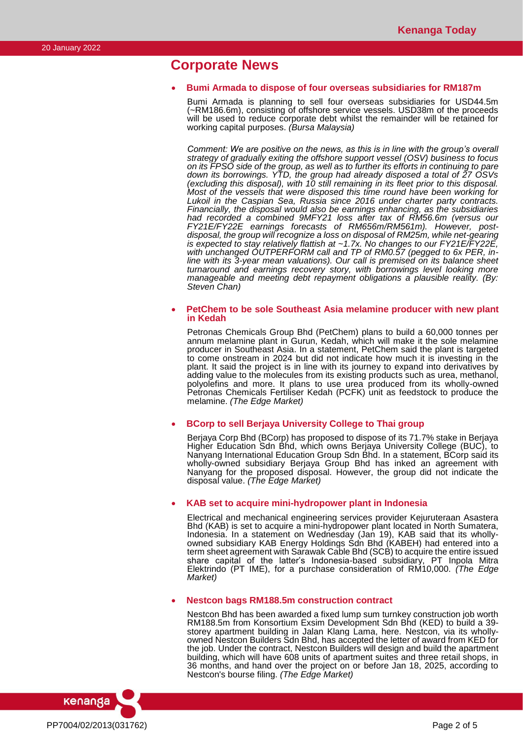## Corporate News

- **Bumi Armada to dispose of four overseas subsidiaries for RM187m**

  Bumi Armada is planning to sell four overseas subsidiaries for USD44.5m (~RM186.6m), consisting of offshore service vessels. USD38m of the proceeds will be used to reduce corporate debt whilst the remainder will be retained for working capital purposes. *(Bursa Malaysia)*

  *Comment: We are positive on the news, as this is in line with the group's overall strategy of gradually exiting the offshore support vessel (OSV) business to focus on its FPSO side of the group, as well as to further its efforts in continuing to pare down its borrowings. YTD, the group had already disposed a total of 27 OSVs (excluding this disposal), with 10 still remaining in its fleet prior to this disposal. Most of the vessels that were disposed this time round have been working for Lukoil in the Caspian Sea, Russia since 2016 under charter party contracts. Financially, the disposal would also be earnings enhancing, as the subsidiaries had recorded a combined 9MFY21 loss after tax of RM56.6m (versus our FY21E/FY22E earnings forecasts of RM656m/RM561m). However, post-disposal, the group will recognize a loss on disposal of RM25m, while net-gearing is expected to stay relatively flattish at ~1.7x. No changes to our FY21E/FY22E, with unchanged OUTPERFORM call and TP of RM0.57 (pegged to 6x PER, in-line with its 3-year mean valuations). Our call is premised on its balance sheet turnaround and earnings recovery story, with borrowings level looking more manageable and meeting debt repayment obligations a plausible reality. (By: Steven Chan)*

- **PetChem to be sole Southeast Asia melamine producer with new plant in Kedah**

  Petronas Chemicals Group Bhd (PetChem) plans to build a 60,000 tonnes per annum melamine plant in Gurun, Kedah, which will make it the sole melamine producer in Southeast Asia. In a statement, PetChem said the plant is targeted to come onstream in 2024 but did not indicate how much it is investing in the plant. It said the project is in line with its journey to expand into derivatives by adding value to the molecules from its existing products such as urea, methanol, polyolefins and more. It plans to use urea produced from its wholly-owned Petronas Chemicals Fertiliser Kedah (PCFK) unit as feedstock to produce the melamine. *(The Edge Market)*

- **BCorp to sell Berjaya University College to Thai group**

  Berjaya Corp Bhd (BCorp) has proposed to dispose of its 71.7% stake in Berjaya Higher Education Sdn Bhd, which owns Berjaya University College (BUC), to Nanyang International Education Group Sdn Bhd. In a statement, BCorp said its wholly-owned subsidiary Berjaya Group Bhd has inked an agreement with Nanyang for the proposed disposal. However, the group did not indicate the disposal value. *(The Edge Market)*

- **KAB set to acquire mini-hydropower plant in Indonesia**

  Electrical and mechanical engineering services provider Kejuruteraan Asastera Bhd (KAB) is set to acquire a mini-hydropower plant located in North Sumatera, Indonesia. In a statement on Wednesday (Jan 19), KAB said that its wholly-owned subsidiary KAB Energy Holdings Sdn Bhd (KABEH) had entered into a term sheet agreement with Sarawak Cable Bhd (SCB) to acquire the entire issued share capital of the latter's Indonesia-based subsidiary, PT Inpola Mitra Elektrindo (PT IME), for a purchase consideration of RM10,000. *(The Edge Market)*

- **Nestcon bags RM188.5m construction contract**

  Nestcon Bhd has been awarded a fixed lump sum turnkey construction job worth RM188.5m from Konsortium Exsim Development Sdn Bhd (KED) to build a 39-storey apartment building in Jalan Klang Lama, here. Nestcon, via its wholly-owned Nestcon Builders Sdn Bhd, has accepted the letter of award from KED for the job. Under the contract, Nestcon Builders will design and build the apartment building, which will have 608 units of apartment suites and three retail shops, in 36 months, and hand over the project on or before Jan 18, 2025, according to Nestcon's bourse filing. *(The Edge Market)*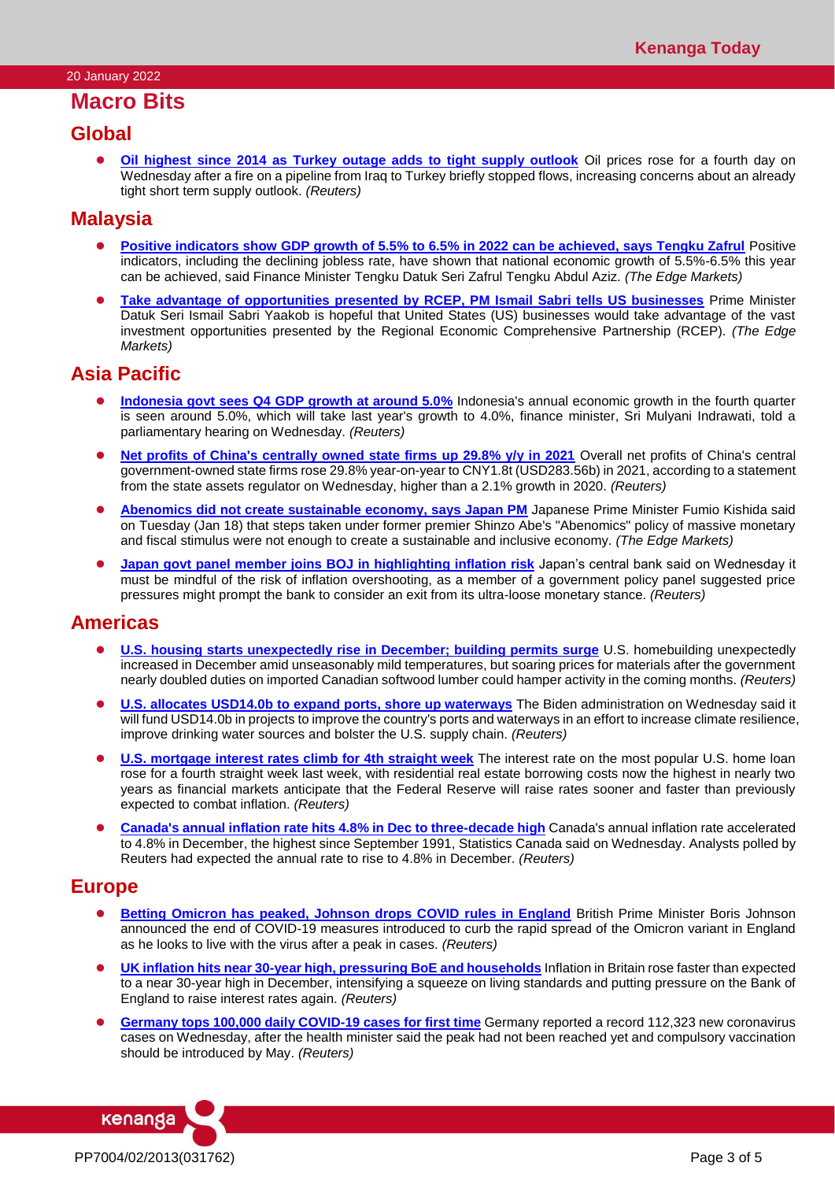# Macro Bits

## Global

- **Oil highest since 2014 as Turkey outage adds to tight supply outlook** Oil prices rose for a fourth day on Wednesday after a fire on a pipeline from Iraq to Turkey briefly stopped flows, increasing concerns about an already tight short term supply outlook. *(Reuters)*

## Malaysia

- **Positive indicators show GDP growth of 5.5% to 6.5% in 2022 can be achieved, says Tengku Zafrul** Positive indicators, including the declining jobless rate, have shown that national economic growth of 5.5%-6.5% this year can be achieved, said Finance Minister Tengku Datuk Seri Zafrul Tengku Abdul Aziz. *(The Edge Markets)*
- **Take advantage of opportunities presented by RCEP, PM Ismail Sabri tells US businesses** Prime Minister Datuk Seri Ismail Sabri Yaakob is hopeful that United States (US) businesses would take advantage of the vast investment opportunities presented by the Regional Economic Comprehensive Partnership (RCEP). *(The Edge Markets)*

## Asia Pacific

- **Indonesia govt sees Q4 GDP growth at around 5.0%** Indonesia's annual economic growth in the fourth quarter is seen around 5.0%, which will take last year's growth to 4.0%, finance minister, Sri Mulyani Indrawati, told a parliamentary hearing on Wednesday. *(Reuters)*
- **Net profits of China's centrally owned state firms up 29.8% y/y in 2021** Overall net profits of China's central government-owned state firms rose 29.8% year-on-year to CNY1.8t (USD283.56b) in 2021, according to a statement from the state assets regulator on Wednesday, higher than a 2.1% growth in 2020. *(Reuters)*
- **Abenomics did not create sustainable economy, says Japan PM** Japanese Prime Minister Fumio Kishida said on Tuesday (Jan 18) that steps taken under former premier Shinzo Abe's "Abenomics" policy of massive monetary and fiscal stimulus were not enough to create a sustainable and inclusive economy. *(The Edge Markets)*
- **Japan govt panel member joins BOJ in highlighting inflation risk** Japan's central bank said on Wednesday it must be mindful of the risk of inflation overshooting, as a member of a government policy panel suggested price pressures might prompt the bank to consider an exit from its ultra-loose monetary stance. *(Reuters)*

## Americas

- **U.S. housing starts unexpectedly rise in December; building permits surge** U.S. homebuilding unexpectedly increased in December amid unseasonably mild temperatures, but soaring prices for materials after the government nearly doubled duties on imported Canadian softwood lumber could hamper activity in the coming months. *(Reuters)*
- **U.S. allocates USD14.0b to expand ports, shore up waterways** The Biden administration on Wednesday said it will fund USD14.0b in projects to improve the country's ports and waterways in an effort to increase climate resilience, improve drinking water sources and bolster the U.S. supply chain. *(Reuters)*
- **U.S. mortgage interest rates climb for 4th straight week** The interest rate on the most popular U.S. home loan rose for a fourth straight week last week, with residential real estate borrowing costs now the highest in nearly two years as financial markets anticipate that the Federal Reserve will raise rates sooner and faster than previously expected to combat inflation. *(Reuters)*
- **Canada's annual inflation rate hits 4.8% in Dec to three-decade high** Canada's annual inflation rate accelerated to 4.8% in December, the highest since September 1991, Statistics Canada said on Wednesday. Analysts polled by Reuters had expected the annual rate to rise to 4.8% in December. *(Reuters)*

## Europe

- **Betting Omicron has peaked, Johnson drops COVID rules in England** British Prime Minister Boris Johnson announced the end of COVID-19 measures introduced to curb the rapid spread of the Omicron variant in England as he looks to live with the virus after a peak in cases. *(Reuters)*
- **UK inflation hits near 30-year high, pressuring BoE and households** Inflation in Britain rose faster than expected to a near 30-year high in December, intensifying a squeeze on living standards and putting pressure on the Bank of England to raise interest rates again. *(Reuters)*
- **Germany tops 100,000 daily COVID-19 cases for first time** Germany reported a record 112,323 new coronavirus cases on Wednesday, after the health minister said the peak had not been reached yet and compulsory vaccination should be introduced by May. *(Reuters)*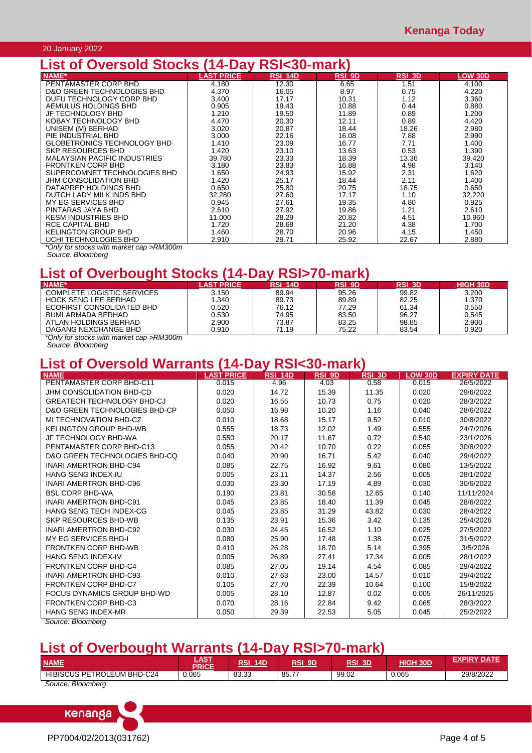20 January 2022

## List of Oversold Stocks (14-Day RSI<30-mark)

| NAME* | LAST PRICE | RSI_14D | RSI_9D | RSI_3D | LOW 30D |
|---|---|---|---|---|---|
| PENTAMASTER CORP BHD | 4.180 | 12.30 | 6.65 | 1.51 | 4.100 |
| D&O GREEN TECHNOLOGIES BHD | 4.370 | 16.05 | 8.97 | 0.75 | 4.220 |
| DUFU TECHNOLOGY CORP BHD | 3.400 | 17.17 | 10.31 | 1.12 | 3.360 |
| AEMULUS HOLDINGS BHD | 0.905 | 19.43 | 10.88 | 0.44 | 0.880 |
| JF TECHNOLOGY BHD | 1.210 | 19.50 | 11.89 | 0.89 | 1.200 |
| KOBAY TECHNOLOGY BHD | 4.470 | 20.30 | 12.11 | 0.89 | 4.420 |
| UNISEM (M) BERHAD | 3.020 | 20.87 | 18.44 | 18.26 | 2.980 |
| PIE INDUSTRIAL BHD | 3.000 | 22.16 | 16.08 | 7.88 | 2.990 |
| GLOBETRONICS TECHNOLOGY BHD | 1.410 | 23.09 | 16.77 | 7.71 | 1.400 |
| SKP RESOURCES BHD | 1.420 | 23.10 | 13.63 | 0.53 | 1.390 |
| MALAYSIAN PACIFIC INDUSTRIES | 39.780 | 23.33 | 18.39 | 13.36 | 39.420 |
| FRONTKEN CORP BHD | 3.180 | 23.83 | 16.88 | 4.98 | 3.140 |
| SUPERCOMNET TECHNOLOGIES BHD | 1.650 | 24.93 | 15.92 | 2.31 | 1.620 |
| JHM CONSOLIDATION BHD | 1.420 | 25.17 | 18.44 | 2.11 | 1.400 |
| DATAPREP HOLDINGS BHD | 0.650 | 25.80 | 20.75 | 18.75 | 0.650 |
| DUTCH LADY MILK INDS BHD | 32.280 | 27.60 | 17.17 | 1.10 | 32.220 |
| MY EG SERVICES BHD | 0.945 | 27.61 | 19.35 | 4.80 | 0.925 |
| PINTARAS JAYA BHD | 2.610 | 27.92 | 19.86 | 1.21 | 2.610 |
| KESM INDUSTRIES BHD | 11.000 | 28.29 | 20.82 | 4.51 | 10.960 |
| RCE CAPITAL BHD | 1.720 | 28.68 | 21.20 | 4.38 | 1.700 |
| KELINGTON GROUP BHD | 1.460 | 28.70 | 20.96 | 4.15 | 1.450 |
| UCHI TECHNOLOGIES BHD | 2.910 | 29.71 | 25.92 | 22.67 | 2.880 |

*Only for stocks with market cap >RM300m*

*Source: Bloomberg*

## List of Overbought Stocks (14-Day RSI>70-mark)

| NAME* | LAST PRICE | RSI_14D | RSI_9D | RSI_3D | HIGH 30D |
|---|---|---|---|---|---|
| COMPLETE LOGISTIC SERVICES | 3.150 | 89.94 | 95.26 | 99.82 | 3.200 |
| HOCK SENG LEE BERHAD | 1.340 | 89.73 | 89.89 | 82.25 | 1.370 |
| ECOFIRST CONSOLIDATED BHD | 0.520 | 76.12 | 77.29 | 61.34 | 0.550 |
| BUMI ARMADA BERHAD | 0.530 | 74.95 | 83.50 | 96.27 | 0.545 |
| ATLAN HOLDINGS BERHAD | 2.900 | 73.87 | 83.25 | 98.85 | 2.900 |
| DAGANG NEXCHANGE BHD | 0.910 | 71.19 | 75.22 | 83.54 | 0.920 |

*Only for stocks with market cap >RM300m*

*Source: Bloomberg*

## List of Oversold Warrants (14-Day RSI<30-mark)

| NAME | LAST PRICE | RSI_14D | RSI_9D | RSI_3D | LOW 30D | EXPIRY DATE |
|---|---|---|---|---|---|---|
| PENTAMASTER CORP BHD-C11 | 0.015 | 4.96 | 4.03 | 0.58 | 0.015 | 26/5/2022 |
| JHM CONSOLIDATION BHD-CD | 0.020 | 14.72 | 15.39 | 11.35 | 0.020 | 29/6/2022 |
| GREATECH TECHNOLOGY BHD-CJ | 0.020 | 16.55 | 10.73 | 0.75 | 0.020 | 28/3/2022 |
| D&O GREEN TECHNOLOGIES BHD-CP | 0.050 | 16.98 | 10.20 | 1.16 | 0.040 | 28/6/2022 |
| MI TECHNOVATION BHD-CZ | 0.010 | 18.68 | 15.17 | 9.52 | 0.010 | 30/8/2022 |
| KELINGTON GROUP BHD-WB | 0.555 | 18.73 | 12.02 | 1.49 | 0.555 | 24/7/2026 |
| JF TECHNOLOGY BHD-WA | 0.550 | 20.17 | 11.67 | 0.72 | 0.540 | 23/1/2026 |
| PENTAMASTER CORP BHD-C13 | 0.055 | 20.42 | 10.70 | 0.22 | 0.055 | 30/8/2022 |
| D&O GREEN TECHNOLOGIES BHD-CQ | 0.040 | 20.90 | 16.71 | 5.42 | 0.040 | 29/4/2022 |
| INARI AMERTRON BHD-C94 | 0.085 | 22.75 | 16.92 | 9.61 | 0.080 | 13/5/2022 |
| HANG SENG INDEX-IU | 0.005 | 23.11 | 14.37 | 2.56 | 0.005 | 28/1/2022 |
| INARI AMERTRON BHD-C96 | 0.030 | 23.30 | 17.19 | 4.89 | 0.030 | 30/6/2022 |
| BSL CORP BHD-WA | 0.190 | 23.81 | 30.58 | 12.65 | 0.140 | 11/11/2024 |
| INARI AMERTRON BHD-C91 | 0.045 | 23.85 | 18.40 | 11.39 | 0.045 | 28/6/2022 |
| HANG SENG TECH INDEX-CG | 0.045 | 23.85 | 31.29 | 43.82 | 0.030 | 28/4/2022 |
| SKP RESOURCES BHD-WB | 0.135 | 23.91 | 15.36 | 3.42 | 0.135 | 25/4/2026 |
| INARI AMERTRON BHD-C92 | 0.030 | 24.45 | 16.52 | 1.10 | 0.025 | 27/5/2022 |
| MY EG SERVICES BHD-I | 0.080 | 25.90 | 17.48 | 1.38 | 0.075 | 31/5/2022 |
| FRONTKEN CORP BHD-WB | 0.410 | 26.28 | 18.70 | 5.14 | 0.395 | 3/5/2026 |
| HANG SENG INDEX-IV | 0.005 | 26.89 | 27.41 | 17.34 | 0.005 | 28/1/2022 |
| FRONTKEN CORP BHD-C4 | 0.085 | 27.05 | 19.14 | 4.54 | 0.085 | 29/4/2022 |
| INARI AMERTRON BHD-C93 | 0.010 | 27.63 | 23.00 | 14.57 | 0.010 | 29/4/2022 |
| FRONTKEN CORP BHD-C7 | 0.105 | 27.70 | 22.39 | 10.64 | 0.100 | 15/8/2022 |
| FOCUS DYNAMICS GROUP BHD-WD | 0.005 | 28.10 | 12.87 | 0.02 | 0.005 | 26/11/2025 |
| FRONTKEN CORP BHD-C3 | 0.070 | 28.16 | 22.84 | 9.42 | 0.065 | 28/3/2022 |
| HANG SENG INDEX-MR | 0.050 | 29.39 | 22.53 | 5.05 | 0.045 | 25/2/2022 |

*Source: Bloomberg*

## List of Overbought Warrants (14-Day RSI>70-mark)

| NAME | LAST PRICE | RSI_14D | RSI_9D | RSI_3D | HIGH 30D | EXPIRY DATE |
|---|---|---|---|---|---|---|
| HIBISCUS PETROLEUM BHD-C24 | 0.065 | 83.33 | 85.77 | 99.02 | 0.065 | 29/8/2022 |

*Source: Bloomberg*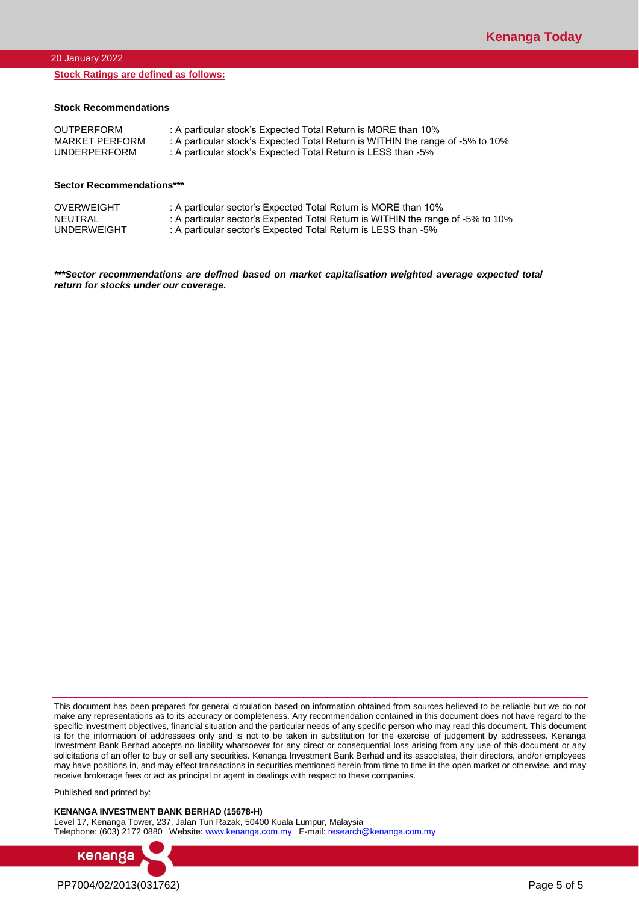**Stock Ratings are defined as follows:**

**Stock Recommendations**

| | |
|---|---|
| OUTPERFORM | : A particular stock's Expected Total Return is MORE than 10% |
| MARKET PERFORM | : A particular stock's Expected Total Return is WITHIN the range of -5% to 10% |
| UNDERPERFORM | : A particular stock's Expected Total Return is LESS than -5% |

**Sector Recommendations*****

| | |
|---|---|
| OVERWEIGHT | : A particular sector's Expected Total Return is MORE than 10% |
| NEUTRAL | : A particular sector's Expected Total Return is WITHIN the range of -5% to 10% |
| UNDERWEIGHT | : A particular sector's Expected Total Return is LESS than -5% |

***\*\*\*Sector recommendations are defined based on market capitalisation weighted average expected total return for stocks under our coverage.***

This document has been prepared for general circulation based on information obtained from sources believed to be reliable but we do not make any representations as to its accuracy or completeness. Any recommendation contained in this document does not have regard to the specific investment objectives, financial situation and the particular needs of any specific person who may read this document. This document is for the information of addressees only and is not to be taken in substitution for the exercise of judgement by addressees. Kenanga Investment Bank Berhad accepts no liability whatsoever for any direct or consequential loss arising from any use of this document or any solicitations of an offer to buy or sell any securities. Kenanga Investment Bank Berhad and its associates, their directors, and/or employees may have positions in, and may effect transactions in securities mentioned herein from time to time in the open market or otherwise, and may receive brokerage fees or act as principal or agent in dealings with respect to these companies.

Published and printed by:

**KENANGA INVESTMENT BANK BERHAD (15678-H)**
Level 17, Kenanga Tower, 237, Jalan Tun Razak, 50400 Kuala Lumpur, Malaysia
Telephone: (603) 2172 0880 Website: www.kenanga.com.my E-mail: research@kenanga.com.my

PP7004/02/2013(031762)